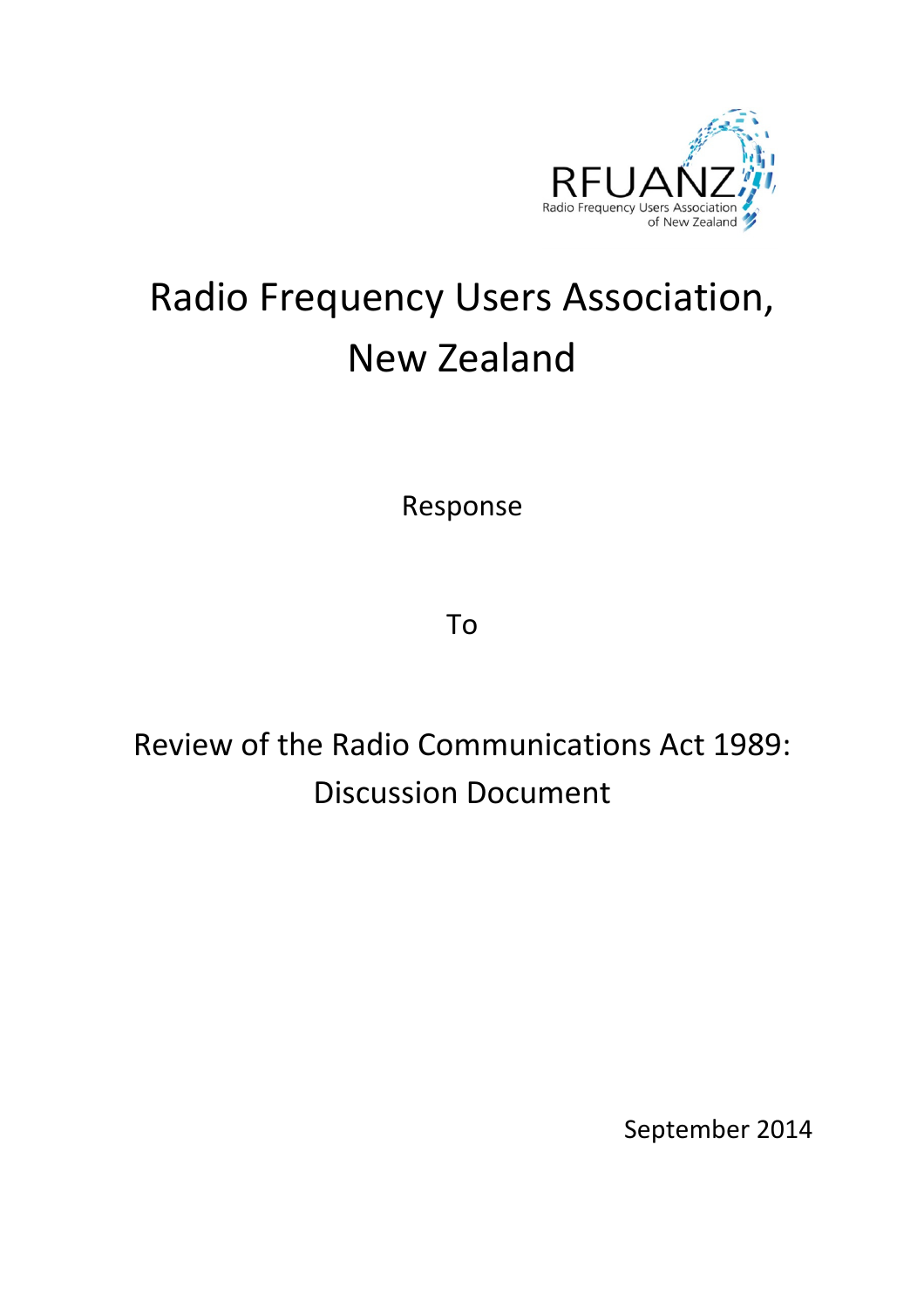RFUANZ
Radio Frequency Users Association of New Zealand

# Radio Frequency Users Association, New Zealand

Response

To

Review of the Radio Communications Act 1989: Discussion Document

September 2014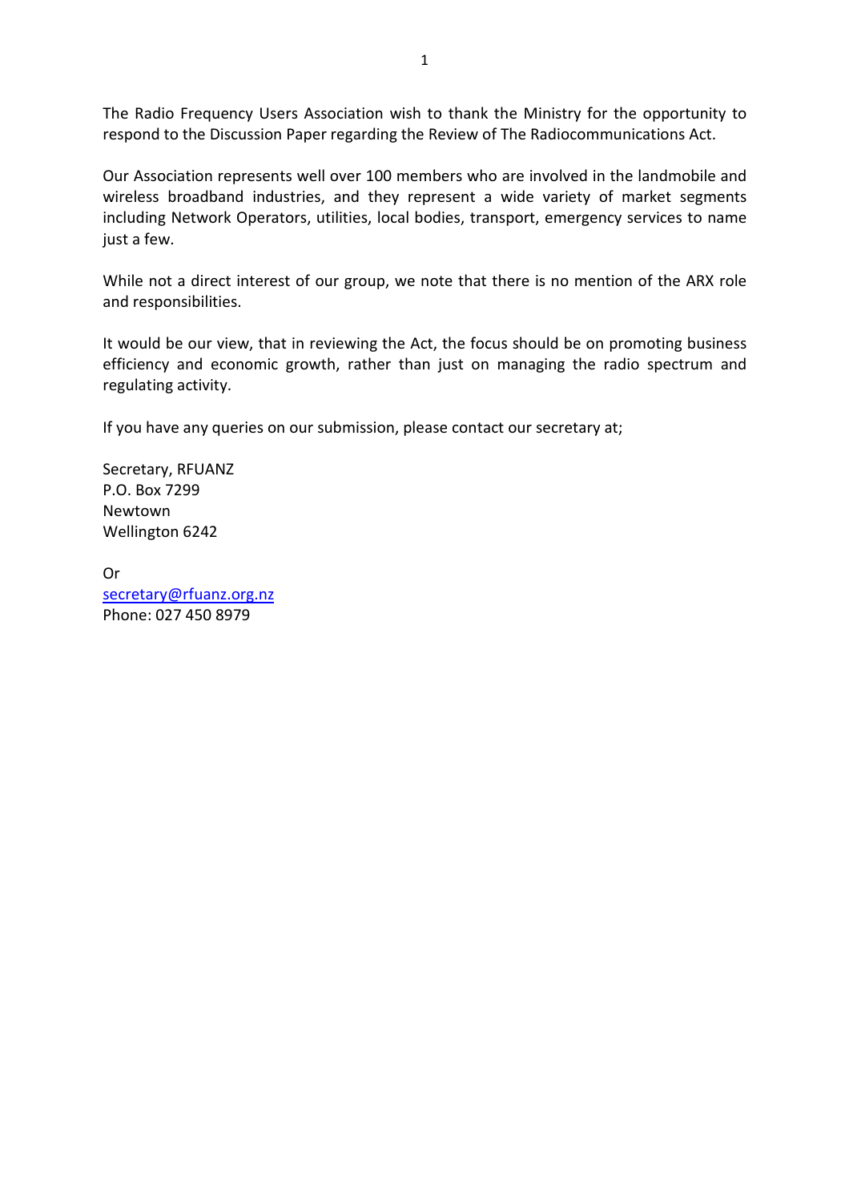The Radio Frequency Users Association wish to thank the Ministry for the opportunity to respond to the Discussion Paper regarding the Review of The Radiocommunications Act.

Our Association represents well over 100 members who are involved in the landmobile and wireless broadband industries, and they represent a wide variety of market segments including Network Operators, utilities, local bodies, transport, emergency services to name just a few.

While not a direct interest of our group, we note that there is no mention of the ARX role and responsibilities.

It would be our view, that in reviewing the Act, the focus should be on promoting business efficiency and economic growth, rather than just on managing the radio spectrum and regulating activity.

If you have any queries on our submission, please contact our secretary at;

Secretary, RFUANZ
P.O. Box 7299
Newtown
Wellington 6242

Or
secretary@rfuanz.org.nz
Phone: 027 450 8979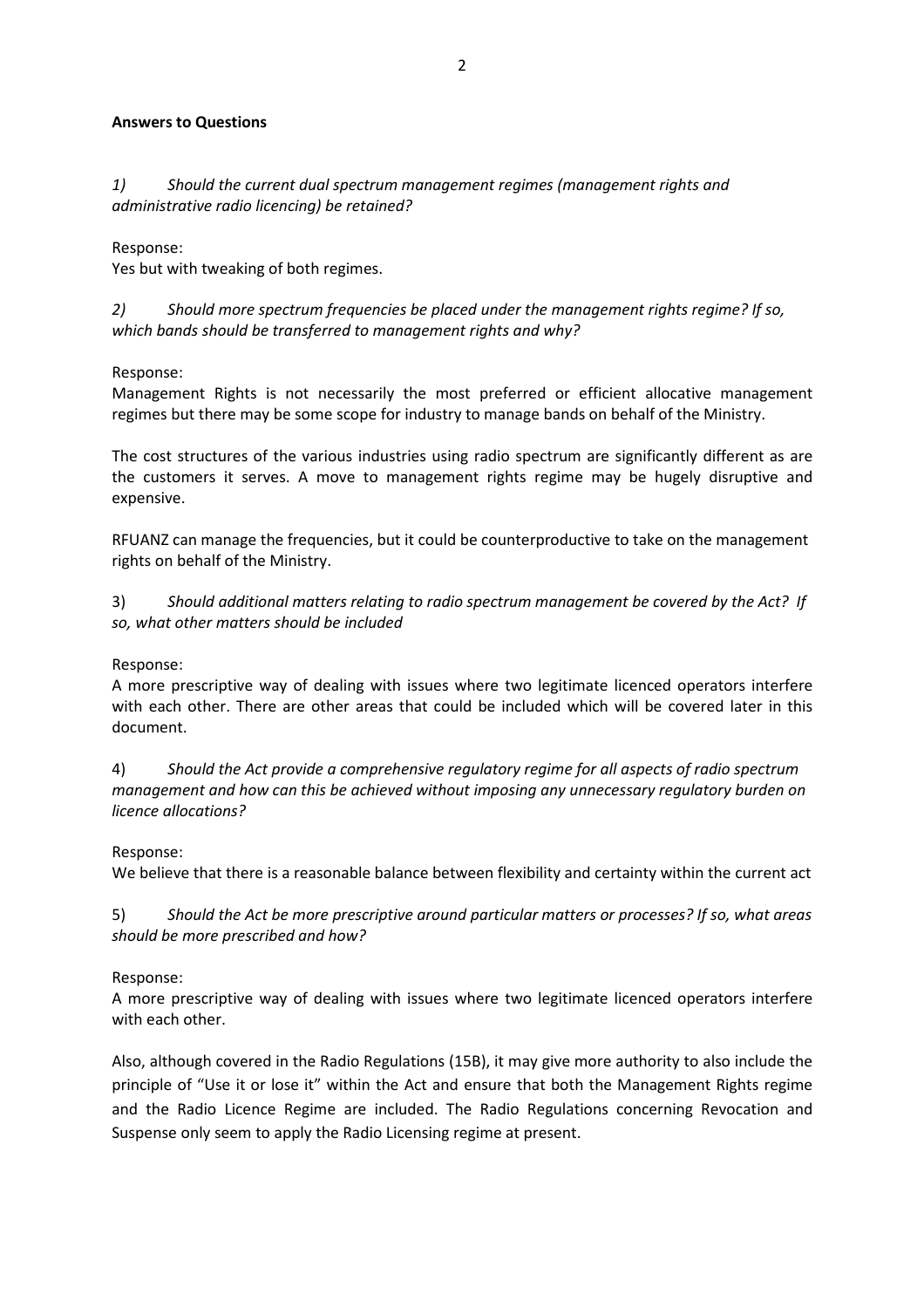**Answers to Questions**

*1) Should the current dual spectrum management regimes (management rights and administrative radio licencing) be retained?*

Response:
Yes but with tweaking of both regimes.

*2) Should more spectrum frequencies be placed under the management rights regime? If so, which bands should be transferred to management rights and why?*

Response:
Management Rights is not necessarily the most preferred or efficient allocative management regimes but there may be some scope for industry to manage bands on behalf of the Ministry.

The cost structures of the various industries using radio spectrum are significantly different as are the customers it serves. A move to management rights regime may be hugely disruptive and expensive.

RFUANZ can manage the frequencies, but it could be counterproductive to take on the management rights on behalf of the Ministry.

3) *Should additional matters relating to radio spectrum management be covered by the Act? If so, what other matters should be included*

Response:
A more prescriptive way of dealing with issues where two legitimate licenced operators interfere with each other. There are other areas that could be included which will be covered later in this document.

4) *Should the Act provide a comprehensive regulatory regime for all aspects of radio spectrum management and how can this be achieved without imposing any unnecessary regulatory burden on licence allocations?*

Response:
We believe that there is a reasonable balance between flexibility and certainty within the current act

5) *Should the Act be more prescriptive around particular matters or processes? If so, what areas should be more prescribed and how?*

Response:
A more prescriptive way of dealing with issues where two legitimate licenced operators interfere with each other.

Also, although covered in the Radio Regulations (15B), it may give more authority to also include the principle of "Use it or lose it" within the Act and ensure that both the Management Rights regime and the Radio Licence Regime are included. The Radio Regulations concerning Revocation and Suspense only seem to apply the Radio Licensing regime at present.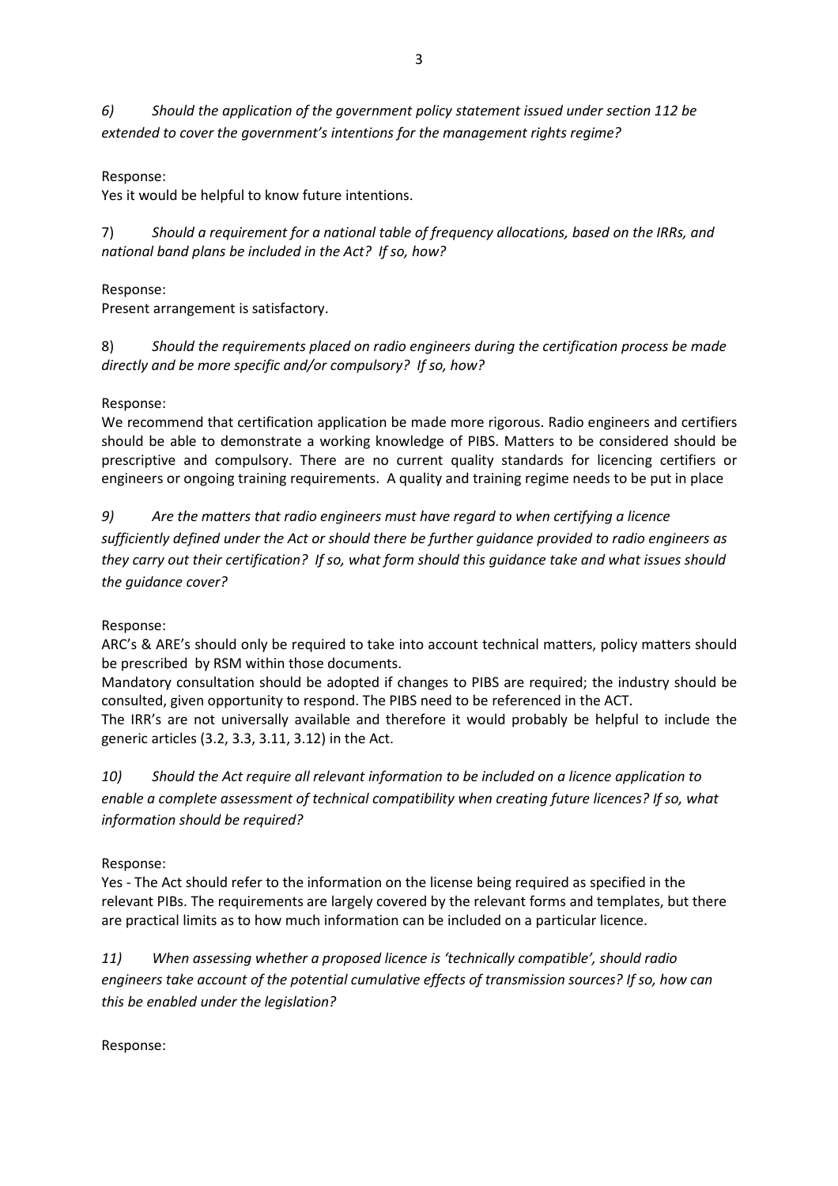*6) Should the application of the government policy statement issued under section 112 be extended to cover the government's intentions for the management rights regime?*

Response:
Yes it would be helpful to know future intentions.

7) *Should a requirement for a national table of frequency allocations, based on the IRRs, and national band plans be included in the Act? If so, how?*

Response:
Present arrangement is satisfactory.

8) *Should the requirements placed on radio engineers during the certification process be made directly and be more specific and/or compulsory? If so, how?*

Response:
We recommend that certification application be made more rigorous. Radio engineers and certifiers should be able to demonstrate a working knowledge of PIBS. Matters to be considered should be prescriptive and compulsory. There are no current quality standards for licencing certifiers or engineers or ongoing training requirements. A quality and training regime needs to be put in place

*9) Are the matters that radio engineers must have regard to when certifying a licence sufficiently defined under the Act or should there be further guidance provided to radio engineers as they carry out their certification? If so, what form should this guidance take and what issues should the guidance cover?*

Response:
ARC's & ARE's should only be required to take into account technical matters, policy matters should be prescribed by RSM within those documents.
Mandatory consultation should be adopted if changes to PIBS are required; the industry should be consulted, given opportunity to respond. The PIBS need to be referenced in the ACT.
The IRR's are not universally available and therefore it would probably be helpful to include the generic articles (3.2, 3.3, 3.11, 3.12) in the Act.

*10) Should the Act require all relevant information to be included on a licence application to enable a complete assessment of technical compatibility when creating future licences? If so, what information should be required?*

Response:
Yes - The Act should refer to the information on the license being required as specified in the relevant PIBs. The requirements are largely covered by the relevant forms and templates, but there are practical limits as to how much information can be included on a particular licence.

*11) When assessing whether a proposed licence is 'technically compatible', should radio engineers take account of the potential cumulative effects of transmission sources? If so, how can this be enabled under the legislation?*

Response: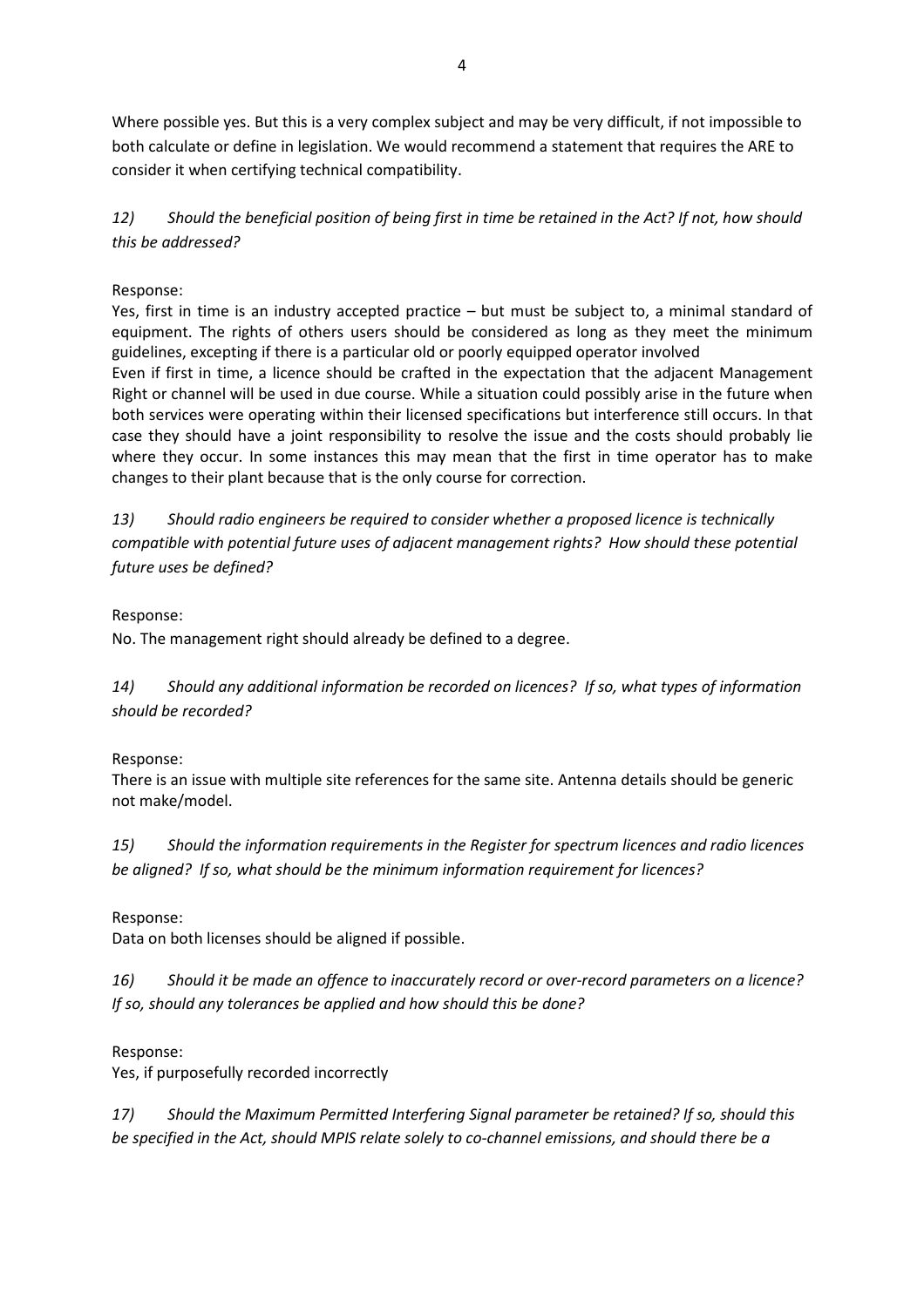Where possible yes. But this is a very complex subject and may be very difficult, if not impossible to both calculate or define in legislation. We would recommend a statement that requires the ARE to consider it when certifying technical compatibility.

*12) Should the beneficial position of being first in time be retained in the Act? If not, how should this be addressed?*

Response:

Yes, first in time is an industry accepted practice – but must be subject to, a minimal standard of equipment. The rights of others users should be considered as long as they meet the minimum guidelines, excepting if there is a particular old or poorly equipped operator involved

Even if first in time, a licence should be crafted in the expectation that the adjacent Management Right or channel will be used in due course. While a situation could possibly arise in the future when both services were operating within their licensed specifications but interference still occurs. In that case they should have a joint responsibility to resolve the issue and the costs should probably lie where they occur. In some instances this may mean that the first in time operator has to make changes to their plant because that is the only course for correction.

*13) Should radio engineers be required to consider whether a proposed licence is technically compatible with potential future uses of adjacent management rights? How should these potential future uses be defined?*

Response:

No. The management right should already be defined to a degree.

*14) Should any additional information be recorded on licences? If so, what types of information should be recorded?*

Response:

There is an issue with multiple site references for the same site. Antenna details should be generic not make/model.

*15) Should the information requirements in the Register for spectrum licences and radio licences be aligned? If so, what should be the minimum information requirement for licences?*

Response:

Data on both licenses should be aligned if possible.

*16) Should it be made an offence to inaccurately record or over-record parameters on a licence? If so, should any tolerances be applied and how should this be done?*

Response:

Yes, if purposefully recorded incorrectly

*17) Should the Maximum Permitted Interfering Signal parameter be retained? If so, should this be specified in the Act, should MPIS relate solely to co-channel emissions, and should there be a*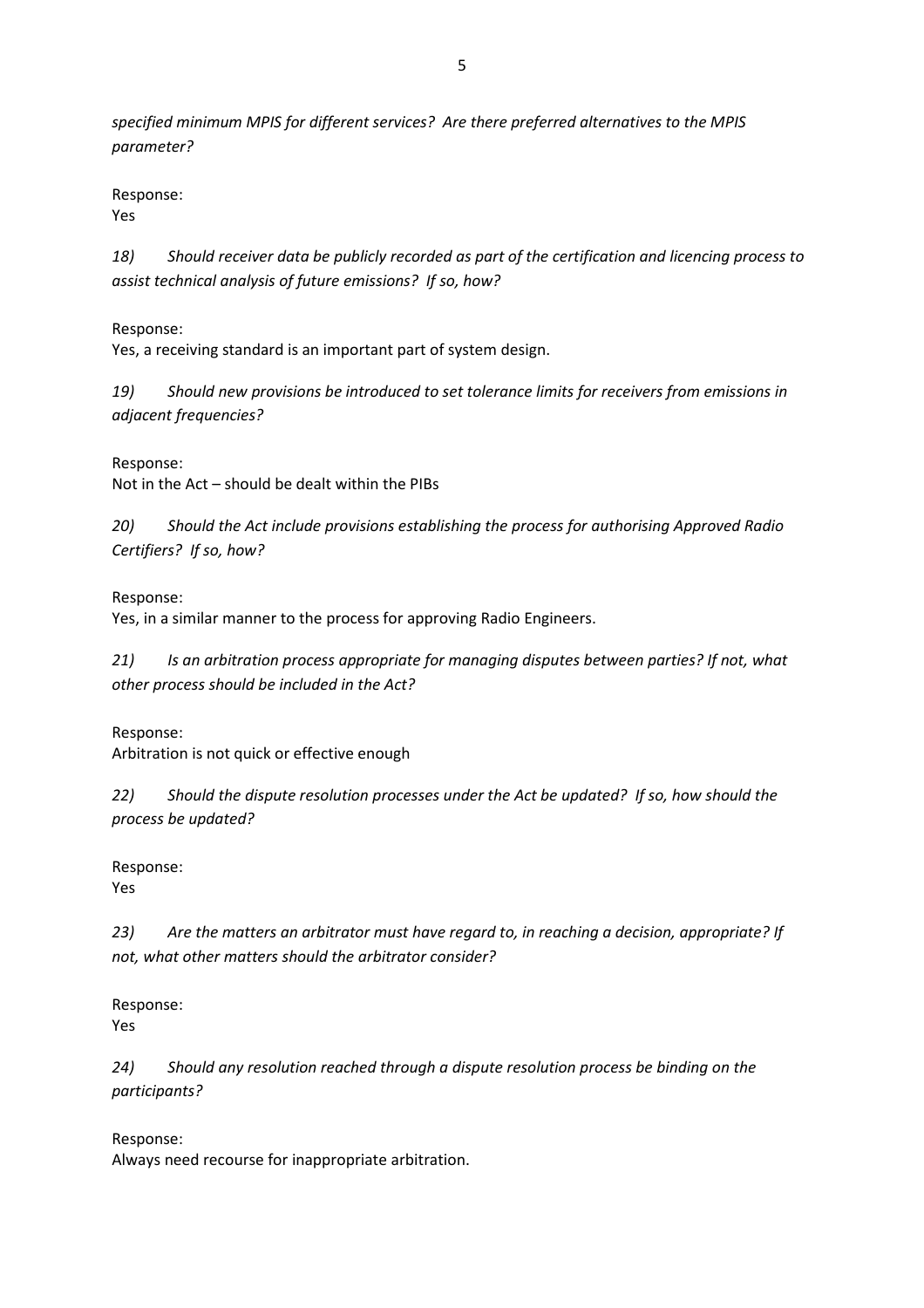*specified minimum MPIS for different services? Are there preferred alternatives to the MPIS parameter?*

Response:
Yes

*18) Should receiver data be publicly recorded as part of the certification and licencing process to assist technical analysis of future emissions? If so, how?*

Response:
Yes, a receiving standard is an important part of system design.

*19) Should new provisions be introduced to set tolerance limits for receivers from emissions in adjacent frequencies?*

Response:
Not in the Act – should be dealt within the PIBs

*20) Should the Act include provisions establishing the process for authorising Approved Radio Certifiers? If so, how?*

Response:
Yes, in a similar manner to the process for approving Radio Engineers.

*21) Is an arbitration process appropriate for managing disputes between parties? If not, what other process should be included in the Act?*

Response:
Arbitration is not quick or effective enough

*22) Should the dispute resolution processes under the Act be updated? If so, how should the process be updated?*

Response:
Yes

*23) Are the matters an arbitrator must have regard to, in reaching a decision, appropriate? If not, what other matters should the arbitrator consider?*

Response:
Yes

*24) Should any resolution reached through a dispute resolution process be binding on the participants?*

Response:
Always need recourse for inappropriate arbitration.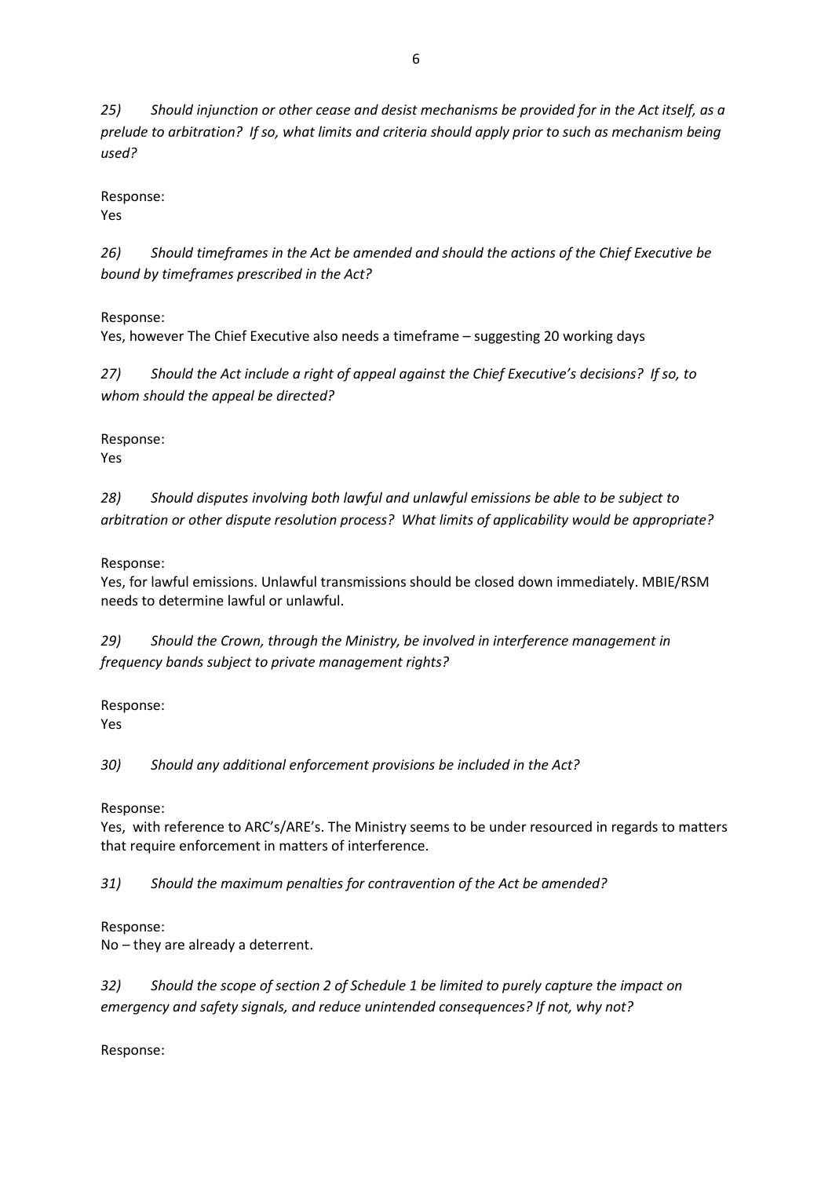*25) Should injunction or other cease and desist mechanisms be provided for in the Act itself, as a prelude to arbitration? If so, what limits and criteria should apply prior to such as mechanism being used?*

Response:
Yes

*26) Should timeframes in the Act be amended and should the actions of the Chief Executive be bound by timeframes prescribed in the Act?*

Response:
Yes, however The Chief Executive also needs a timeframe – suggesting 20 working days

*27) Should the Act include a right of appeal against the Chief Executive's decisions? If so, to whom should the appeal be directed?*

Response:
Yes

*28) Should disputes involving both lawful and unlawful emissions be able to be subject to arbitration or other dispute resolution process? What limits of applicability would be appropriate?*

Response:
Yes, for lawful emissions. Unlawful transmissions should be closed down immediately. MBIE/RSM needs to determine lawful or unlawful.

*29) Should the Crown, through the Ministry, be involved in interference management in frequency bands subject to private management rights?*

Response:
Yes

*30) Should any additional enforcement provisions be included in the Act?*

Response:
Yes, with reference to ARC's/ARE's. The Ministry seems to be under resourced in regards to matters that require enforcement in matters of interference.

*31) Should the maximum penalties for contravention of the Act be amended?*

Response:
No – they are already a deterrent.

*32) Should the scope of section 2 of Schedule 1 be limited to purely capture the impact on emergency and safety signals, and reduce unintended consequences? If not, why not?*

Response: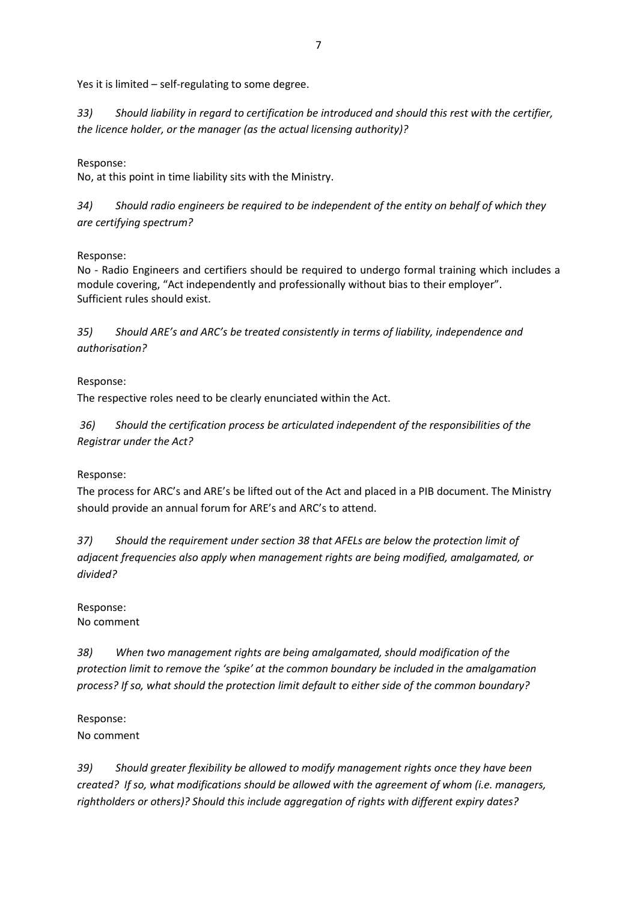Yes it is limited – self-regulating to some degree.

*33) Should liability in regard to certification be introduced and should this rest with the certifier, the licence holder, or the manager (as the actual licensing authority)?*

Response:
No, at this point in time liability sits with the Ministry.

*34) Should radio engineers be required to be independent of the entity on behalf of which they are certifying spectrum?*

Response:
No - Radio Engineers and certifiers should be required to undergo formal training which includes a module covering, "Act independently and professionally without bias to their employer".
Sufficient rules should exist.

*35) Should ARE's and ARC's be treated consistently in terms of liability, independence and authorisation?*

Response:
The respective roles need to be clearly enunciated within the Act.

*36) Should the certification process be articulated independent of the responsibilities of the Registrar under the Act?*

Response:
The process for ARC's and ARE's be lifted out of the Act and placed in a PIB document. The Ministry should provide an annual forum for ARE's and ARC's to attend.

*37) Should the requirement under section 38 that AFELs are below the protection limit of adjacent frequencies also apply when management rights are being modified, amalgamated, or divided?*

Response:
No comment

*38) When two management rights are being amalgamated, should modification of the protection limit to remove the 'spike' at the common boundary be included in the amalgamation process? If so, what should the protection limit default to either side of the common boundary?*

Response:
No comment

*39) Should greater flexibility be allowed to modify management rights once they have been created? If so, what modifications should be allowed with the agreement of whom (i.e. managers, rightholders or others)? Should this include aggregation of rights with different expiry dates?*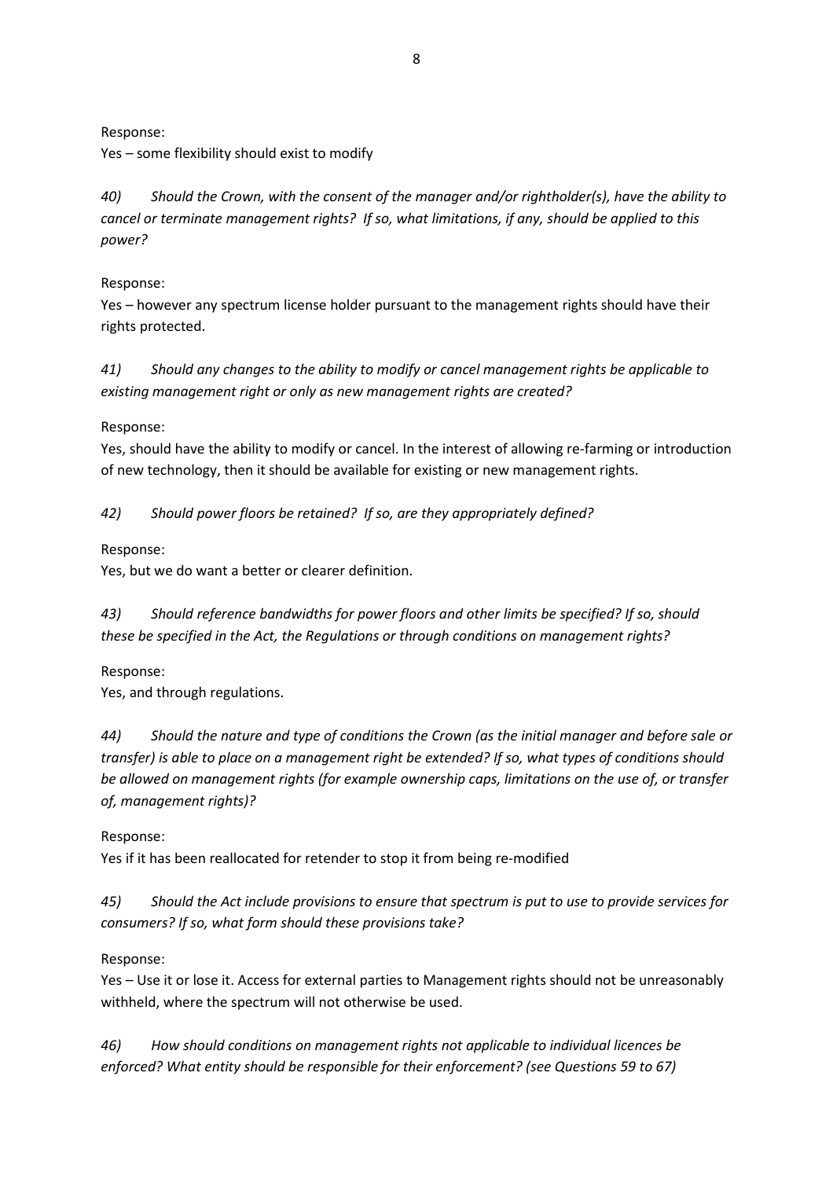Response:
Yes – some flexibility should exist to modify

*40) Should the Crown, with the consent of the manager and/or rightholder(s), have the ability to cancel or terminate management rights? If so, what limitations, if any, should be applied to this power?*

Response:
Yes – however any spectrum license holder pursuant to the management rights should have their rights protected.

*41) Should any changes to the ability to modify or cancel management rights be applicable to existing management right or only as new management rights are created?*

Response:
Yes, should have the ability to modify or cancel. In the interest of allowing re-farming or introduction of new technology, then it should be available for existing or new management rights.

*42) Should power floors be retained? If so, are they appropriately defined?*

Response:
Yes, but we do want a better or clearer definition.

*43) Should reference bandwidths for power floors and other limits be specified? If so, should these be specified in the Act, the Regulations or through conditions on management rights?*

Response:
Yes, and through regulations.

*44) Should the nature and type of conditions the Crown (as the initial manager and before sale or transfer) is able to place on a management right be extended? If so, what types of conditions should be allowed on management rights (for example ownership caps, limitations on the use of, or transfer of, management rights)?*

Response:
Yes if it has been reallocated for retender to stop it from being re-modified

*45) Should the Act include provisions to ensure that spectrum is put to use to provide services for consumers? If so, what form should these provisions take?*

Response:
Yes – Use it or lose it. Access for external parties to Management rights should not be unreasonably withheld, where the spectrum will not otherwise be used.

*46) How should conditions on management rights not applicable to individual licences be enforced? What entity should be responsible for their enforcement? (see Questions 59 to 67)*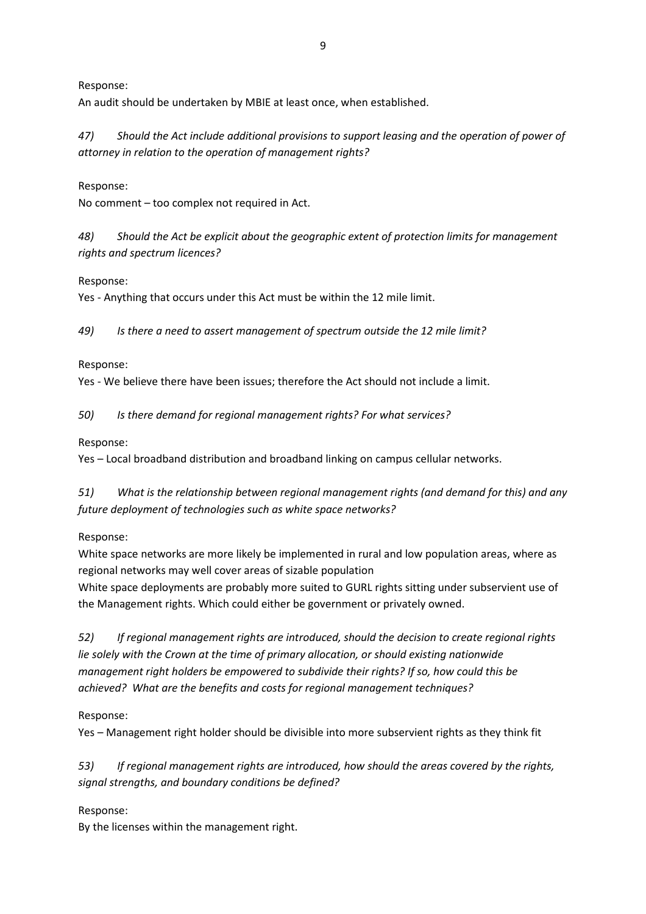Response:

An audit should be undertaken by MBIE at least once, when established.

*47) Should the Act include additional provisions to support leasing and the operation of power of attorney in relation to the operation of management rights?*

Response:

No comment – too complex not required in Act.

*48) Should the Act be explicit about the geographic extent of protection limits for management rights and spectrum licences?*

Response:

Yes - Anything that occurs under this Act must be within the 12 mile limit.

*49) Is there a need to assert management of spectrum outside the 12 mile limit?*

Response:

Yes - We believe there have been issues; therefore the Act should not include a limit.

*50) Is there demand for regional management rights? For what services?*

Response:

Yes – Local broadband distribution and broadband linking on campus cellular networks.

*51) What is the relationship between regional management rights (and demand for this) and any future deployment of technologies such as white space networks?*

Response:

White space networks are more likely be implemented in rural and low population areas, where as regional networks may well cover areas of sizable population

White space deployments are probably more suited to GURL rights sitting under subservient use of the Management rights. Which could either be government or privately owned.

*52) If regional management rights are introduced, should the decision to create regional rights lie solely with the Crown at the time of primary allocation, or should existing nationwide management right holders be empowered to subdivide their rights? If so, how could this be achieved? What are the benefits and costs for regional management techniques?*

Response:

Yes – Management right holder should be divisible into more subservient rights as they think fit

*53) If regional management rights are introduced, how should the areas covered by the rights, signal strengths, and boundary conditions be defined?*

Response:

By the licenses within the management right.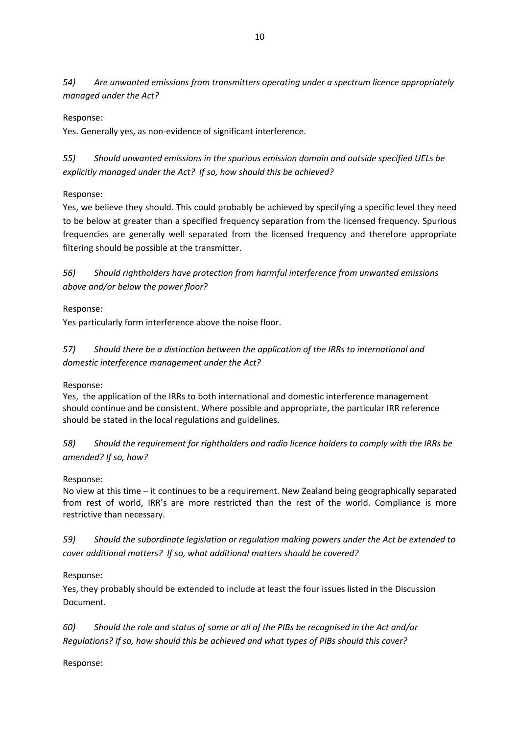*54) Are unwanted emissions from transmitters operating under a spectrum licence appropriately managed under the Act?*

Response:

Yes. Generally yes, as non-evidence of significant interference.

*55) Should unwanted emissions in the spurious emission domain and outside specified UELs be explicitly managed under the Act? If so, how should this be achieved?*

Response:

Yes, we believe they should. This could probably be achieved by specifying a specific level they need to be below at greater than a specified frequency separation from the licensed frequency. Spurious frequencies are generally well separated from the licensed frequency and therefore appropriate filtering should be possible at the transmitter.

*56) Should rightholders have protection from harmful interference from unwanted emissions above and/or below the power floor?*

Response:

Yes particularly form interference above the noise floor.

*57) Should there be a distinction between the application of the IRRs to international and domestic interference management under the Act?*

Response:

Yes, the application of the IRRs to both international and domestic interference management should continue and be consistent. Where possible and appropriate, the particular IRR reference should be stated in the local regulations and guidelines.

*58) Should the requirement for rightholders and radio licence holders to comply with the IRRs be amended? If so, how?*

Response:

No view at this time – it continues to be a requirement. New Zealand being geographically separated from rest of world, IRR's are more restricted than the rest of the world. Compliance is more restrictive than necessary.

*59) Should the subordinate legislation or regulation making powers under the Act be extended to cover additional matters? If so, what additional matters should be covered?*

Response:

Yes, they probably should be extended to include at least the four issues listed in the Discussion Document.

*60) Should the role and status of some or all of the PIBs be recognised in the Act and/or Regulations? If so, how should this be achieved and what types of PIBs should this cover?*

Response: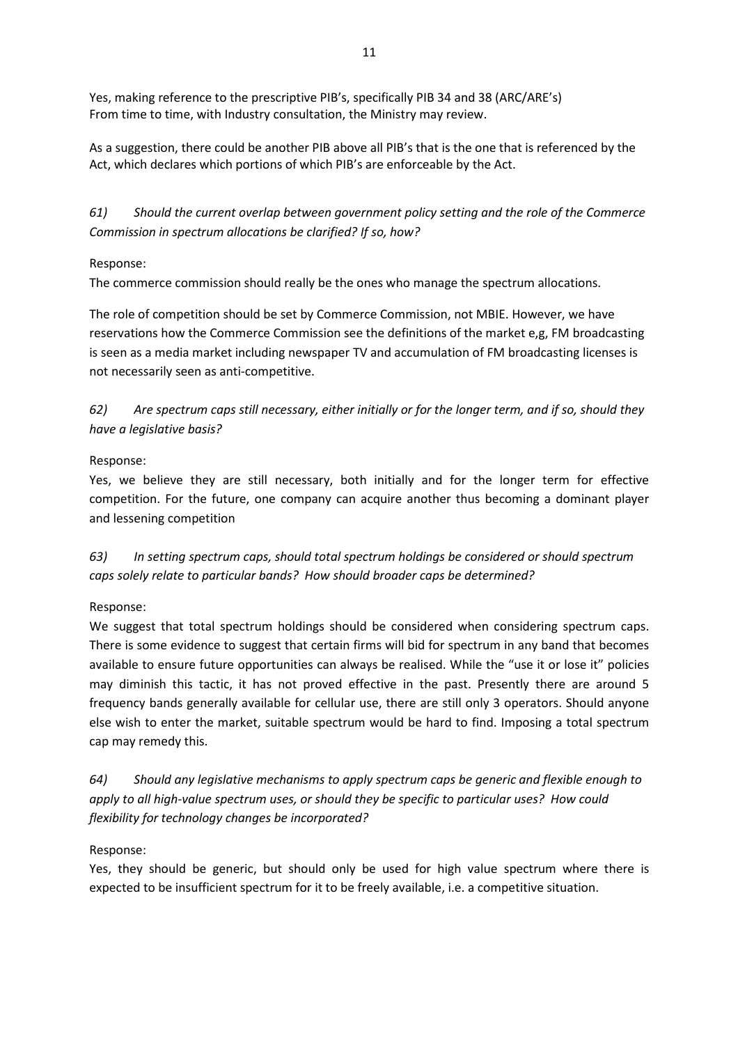Yes, making reference to the prescriptive PIB's, specifically PIB 34 and 38 (ARC/ARE's)
From time to time, with Industry consultation, the Ministry may review.

As a suggestion, there could be another PIB above all PIB's that is the one that is referenced by the Act, which declares which portions of which PIB's are enforceable by the Act.

*61) Should the current overlap between government policy setting and the role of the Commerce Commission in spectrum allocations be clarified? If so, how?*

Response:
The commerce commission should really be the ones who manage the spectrum allocations.

The role of competition should be set by Commerce Commission, not MBIE. However, we have reservations how the Commerce Commission see the definitions of the market e,g, FM broadcasting is seen as a media market including newspaper TV and accumulation of FM broadcasting licenses is not necessarily seen as anti-competitive.

*62) Are spectrum caps still necessary, either initially or for the longer term, and if so, should they have a legislative basis?*

Response:
Yes, we believe they are still necessary, both initially and for the longer term for effective competition. For the future, one company can acquire another thus becoming a dominant player and lessening competition

*63) In setting spectrum caps, should total spectrum holdings be considered or should spectrum caps solely relate to particular bands? How should broader caps be determined?*

Response:
We suggest that total spectrum holdings should be considered when considering spectrum caps. There is some evidence to suggest that certain firms will bid for spectrum in any band that becomes available to ensure future opportunities can always be realised. While the "use it or lose it" policies may diminish this tactic, it has not proved effective in the past. Presently there are around 5 frequency bands generally available for cellular use, there are still only 3 operators. Should anyone else wish to enter the market, suitable spectrum would be hard to find. Imposing a total spectrum cap may remedy this.

*64) Should any legislative mechanisms to apply spectrum caps be generic and flexible enough to apply to all high-value spectrum uses, or should they be specific to particular uses? How could flexibility for technology changes be incorporated?*

Response:
Yes, they should be generic, but should only be used for high value spectrum where there is expected to be insufficient spectrum for it to be freely available, i.e. a competitive situation.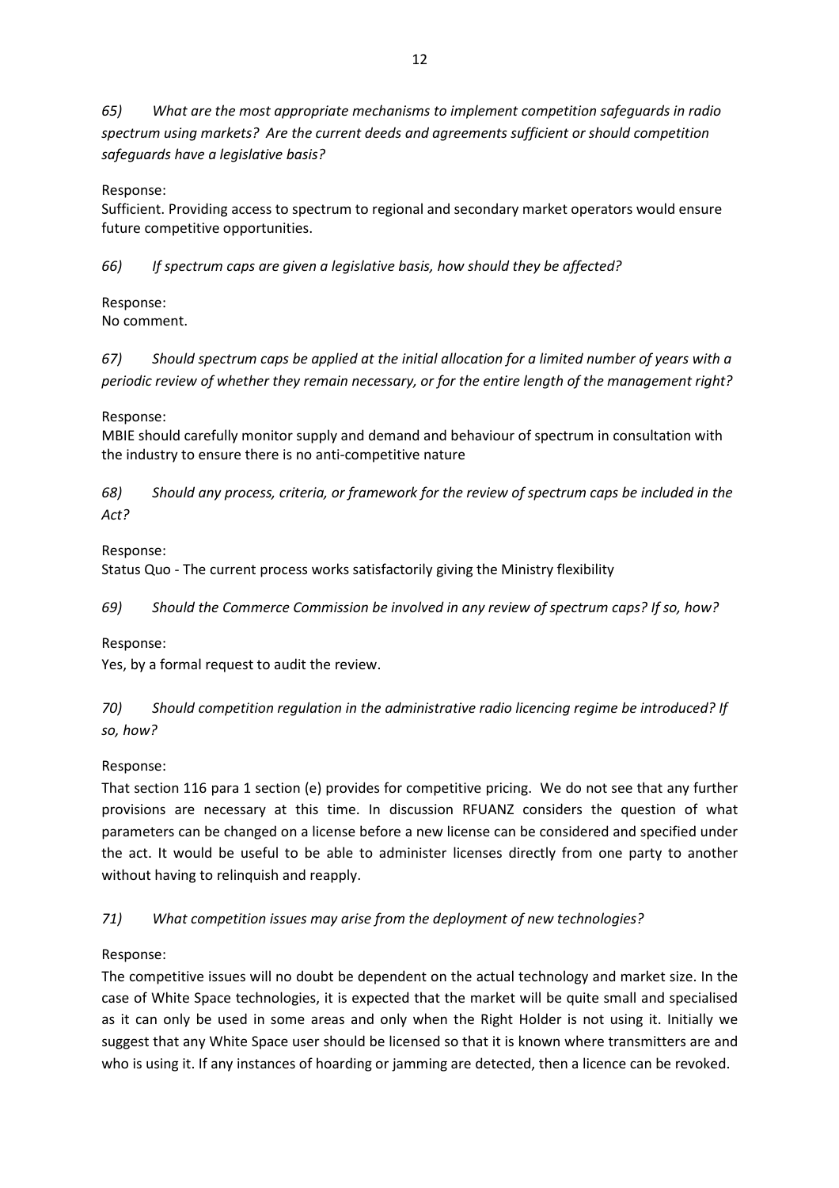*65) What are the most appropriate mechanisms to implement competition safeguards in radio spectrum using markets? Are the current deeds and agreements sufficient or should competition safeguards have a legislative basis?*

Response:
Sufficient. Providing access to spectrum to regional and secondary market operators would ensure future competitive opportunities.

*66) If spectrum caps are given a legislative basis, how should they be affected?*

Response:
No comment.

*67) Should spectrum caps be applied at the initial allocation for a limited number of years with a periodic review of whether they remain necessary, or for the entire length of the management right?*

Response:
MBIE should carefully monitor supply and demand and behaviour of spectrum in consultation with the industry to ensure there is no anti-competitive nature

*68) Should any process, criteria, or framework for the review of spectrum caps be included in the Act?*

Response:
Status Quo - The current process works satisfactorily giving the Ministry flexibility

*69) Should the Commerce Commission be involved in any review of spectrum caps? If so, how?*

Response:
Yes, by a formal request to audit the review.

*70) Should competition regulation in the administrative radio licencing regime be introduced? If so, how?*

Response:
That section 116 para 1 section (e) provides for competitive pricing. We do not see that any further provisions are necessary at this time. In discussion RFUANZ considers the question of what parameters can be changed on a license before a new license can be considered and specified under the act. It would be useful to be able to administer licenses directly from one party to another without having to relinquish and reapply.

*71) What competition issues may arise from the deployment of new technologies?*

Response:
The competitive issues will no doubt be dependent on the actual technology and market size. In the case of White Space technologies, it is expected that the market will be quite small and specialised as it can only be used in some areas and only when the Right Holder is not using it. Initially we suggest that any White Space user should be licensed so that it is known where transmitters are and who is using it. If any instances of hoarding or jamming are detected, then a licence can be revoked.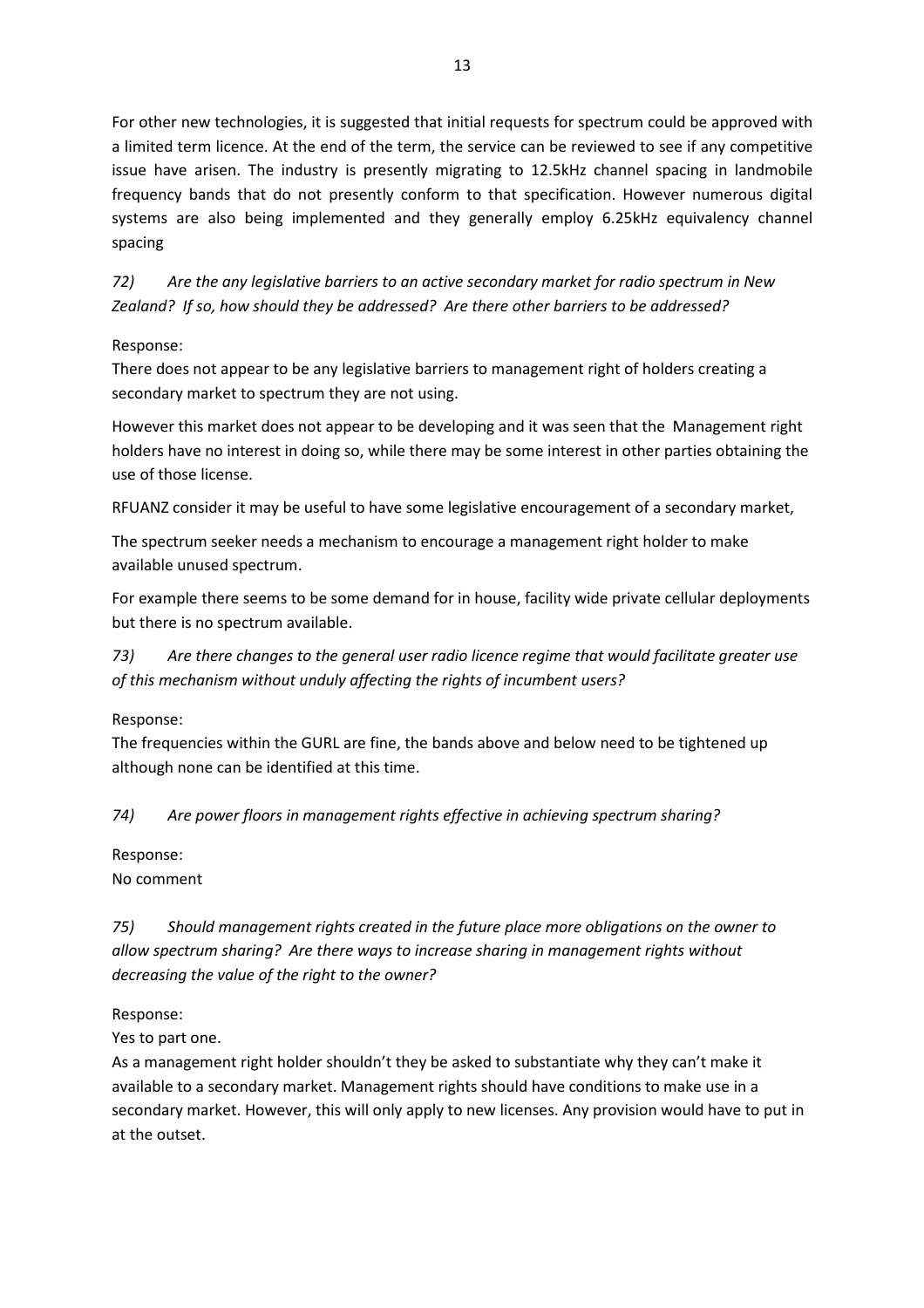For other new technologies, it is suggested that initial requests for spectrum could be approved with a limited term licence. At the end of the term, the service can be reviewed to see if any competitive issue have arisen. The industry is presently migrating to 12.5kHz channel spacing in landmobile frequency bands that do not presently conform to that specification. However numerous digital systems are also being implemented and they generally employ 6.25kHz equivalency channel spacing

*72) Are the any legislative barriers to an active secondary market for radio spectrum in New Zealand? If so, how should they be addressed? Are there other barriers to be addressed?*

Response:
There does not appear to be any legislative barriers to management right of holders creating a secondary market to spectrum they are not using.

However this market does not appear to be developing and it was seen that the Management right holders have no interest in doing so, while there may be some interest in other parties obtaining the use of those license.

RFUANZ consider it may be useful to have some legislative encouragement of a secondary market,

The spectrum seeker needs a mechanism to encourage a management right holder to make available unused spectrum.

For example there seems to be some demand for in house, facility wide private cellular deployments but there is no spectrum available.

*73) Are there changes to the general user radio licence regime that would facilitate greater use of this mechanism without unduly affecting the rights of incumbent users?*

Response:
The frequencies within the GURL are fine, the bands above and below need to be tightened up although none can be identified at this time.

*74) Are power floors in management rights effective in achieving spectrum sharing?*

Response:
No comment

*75) Should management rights created in the future place more obligations on the owner to allow spectrum sharing? Are there ways to increase sharing in management rights without decreasing the value of the right to the owner?*

Response:
Yes to part one.
As a management right holder shouldn't they be asked to substantiate why they can't make it available to a secondary market. Management rights should have conditions to make use in a secondary market. However, this will only apply to new licenses. Any provision would have to put in at the outset.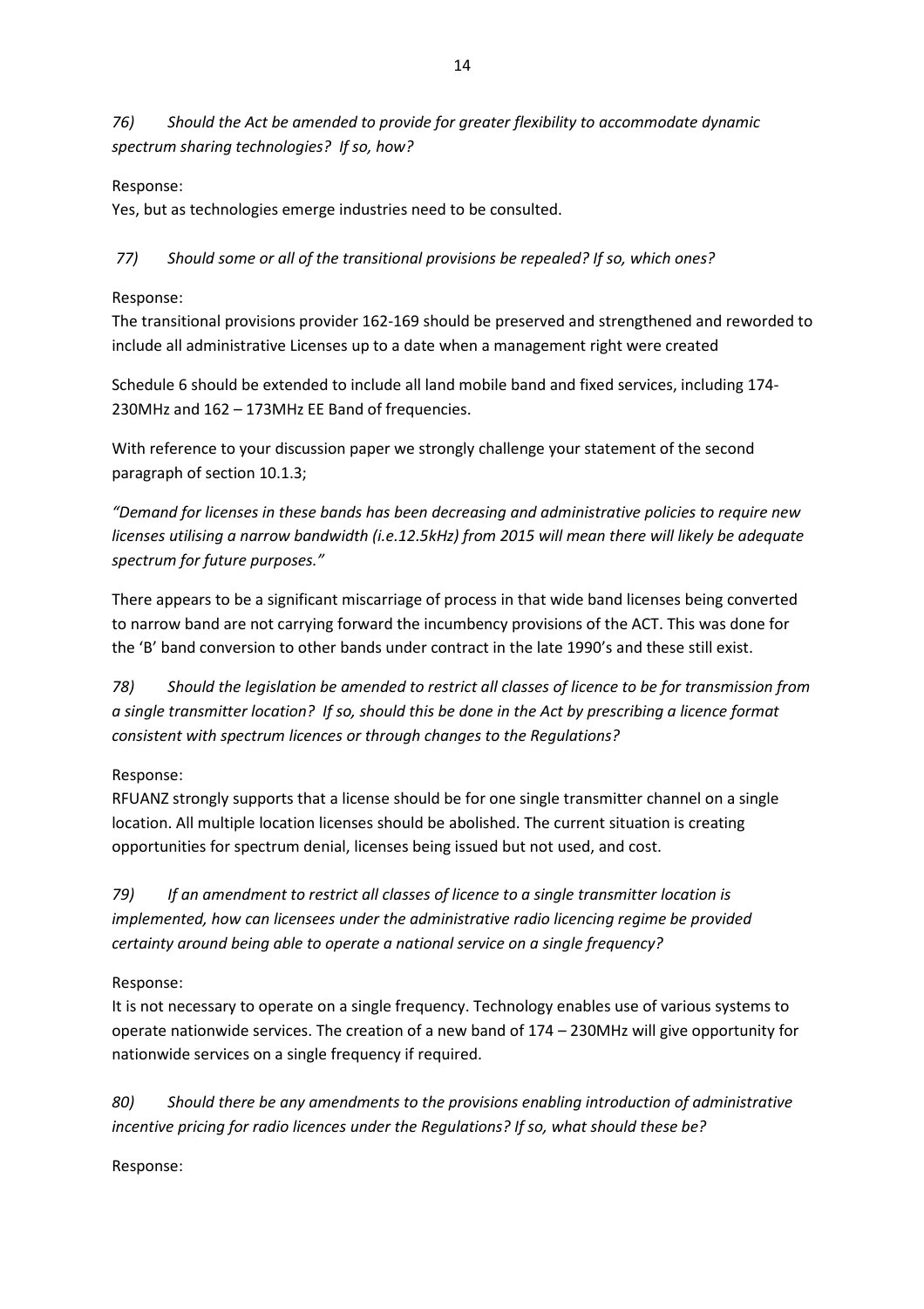*76) Should the Act be amended to provide for greater flexibility to accommodate dynamic spectrum sharing technologies? If so, how?*

Response:
Yes, but as technologies emerge industries need to be consulted.

*77) Should some or all of the transitional provisions be repealed? If so, which ones?*

Response:
The transitional provisions provider 162-169 should be preserved and strengthened and reworded to include all administrative Licenses up to a date when a management right were created

Schedule 6 should be extended to include all land mobile band and fixed services, including 174-230MHz and 162 – 173MHz EE Band of frequencies.

With reference to your discussion paper we strongly challenge your statement of the second paragraph of section 10.1.3;

*"Demand for licenses in these bands has been decreasing and administrative policies to require new licenses utilising a narrow bandwidth (i.e.12.5kHz) from 2015 will mean there will likely be adequate spectrum for future purposes."*

There appears to be a significant miscarriage of process in that wide band licenses being converted to narrow band are not carrying forward the incumbency provisions of the ACT. This was done for the 'B' band conversion to other bands under contract in the late 1990's and these still exist.

*78) Should the legislation be amended to restrict all classes of licence to be for transmission from a single transmitter location? If so, should this be done in the Act by prescribing a licence format consistent with spectrum licences or through changes to the Regulations?*

Response:
RFUANZ strongly supports that a license should be for one single transmitter channel on a single location. All multiple location licenses should be abolished. The current situation is creating opportunities for spectrum denial, licenses being issued but not used, and cost.

*79) If an amendment to restrict all classes of licence to a single transmitter location is implemented, how can licensees under the administrative radio licencing regime be provided certainty around being able to operate a national service on a single frequency?*

Response:
It is not necessary to operate on a single frequency. Technology enables use of various systems to operate nationwide services. The creation of a new band of 174 – 230MHz will give opportunity for nationwide services on a single frequency if required.

*80) Should there be any amendments to the provisions enabling introduction of administrative incentive pricing for radio licences under the Regulations? If so, what should these be?*

Response: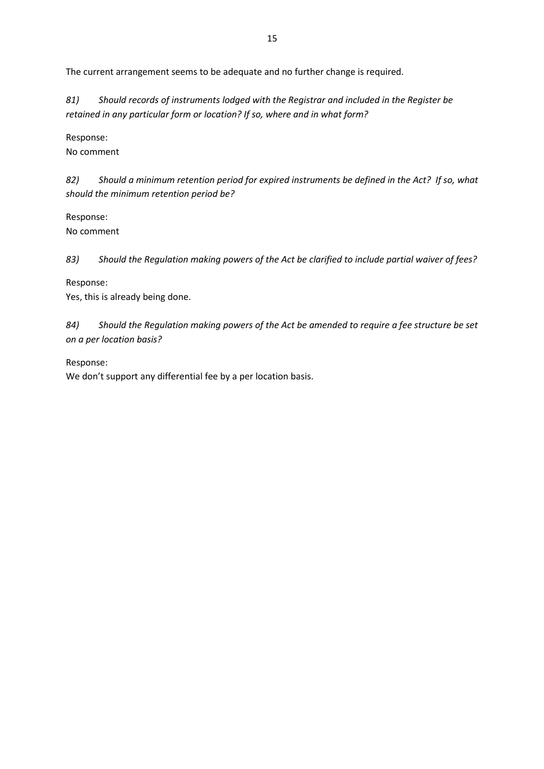The current arrangement seems to be adequate and no further change is required.

*81) Should records of instruments lodged with the Registrar and included in the Register be retained in any particular form or location? If so, where and in what form?*

Response:
No comment

*82) Should a minimum retention period for expired instruments be defined in the Act? If so, what should the minimum retention period be?*

Response:
No comment

*83) Should the Regulation making powers of the Act be clarified to include partial waiver of fees?*

Response:
Yes, this is already being done.

*84) Should the Regulation making powers of the Act be amended to require a fee structure be set on a per location basis?*

Response:
We don't support any differential fee by a per location basis.